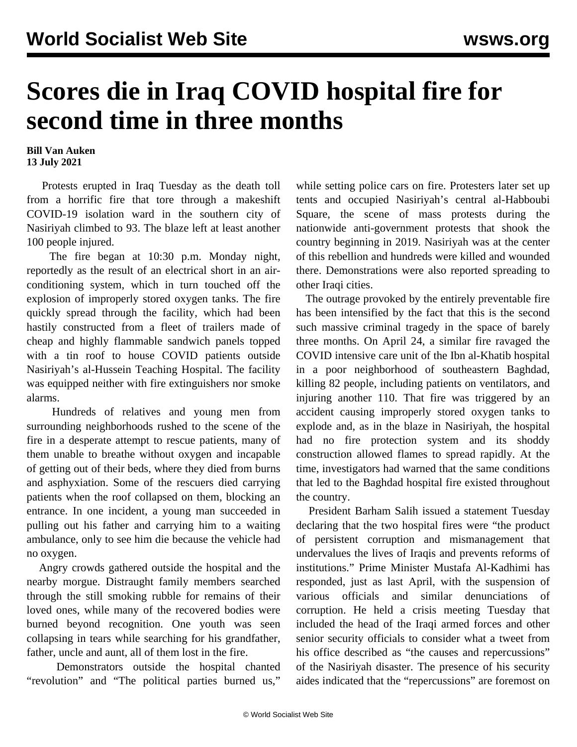# Scores die in Iraq COVID hospital fire for second time in three months

**Bill Van Auken**
**13 July 2021**

Protests erupted in Iraq Tuesday as the death toll from a horrific fire that tore through a makeshift COVID-19 isolation ward in the southern city of Nasiriyah climbed to 93. The blaze left at least another 100 people injured.

The fire began at 10:30 p.m. Monday night, reportedly as the result of an electrical short in an air-conditioning system, which in turn touched off the explosion of improperly stored oxygen tanks. The fire quickly spread through the facility, which had been hastily constructed from a fleet of trailers made of cheap and highly flammable sandwich panels topped with a tin roof to house COVID patients outside Nasiriyah's al-Hussein Teaching Hospital. The facility was equipped neither with fire extinguishers nor smoke alarms.

Hundreds of relatives and young men from surrounding neighborhoods rushed to the scene of the fire in a desperate attempt to rescue patients, many of them unable to breathe without oxygen and incapable of getting out of their beds, where they died from burns and asphyxiation. Some of the rescuers died carrying patients when the roof collapsed on them, blocking an entrance. In one incident, a young man succeeded in pulling out his father and carrying him to a waiting ambulance, only to see him die because the vehicle had no oxygen.

Angry crowds gathered outside the hospital and the nearby morgue. Distraught family members searched through the still smoking rubble for remains of their loved ones, while many of the recovered bodies were burned beyond recognition. One youth was seen collapsing in tears while searching for his grandfather, father, uncle and aunt, all of them lost in the fire.

Demonstrators outside the hospital chanted "revolution" and "The political parties burned us," while setting police cars on fire. Protesters later set up tents and occupied Nasiriyah's central al-Habboubi Square, the scene of mass protests during the nationwide anti-government protests that shook the country beginning in 2019. Nasiriyah was at the center of this rebellion and hundreds were killed and wounded there. Demonstrations were also reported spreading to other Iraqi cities.

The outrage provoked by the entirely preventable fire has been intensified by the fact that this is the second such massive criminal tragedy in the space of barely three months. On April 24, a similar fire ravaged the COVID intensive care unit of the Ibn al-Khatib hospital in a poor neighborhood of southeastern Baghdad, killing 82 people, including patients on ventilators, and injuring another 110. That fire was triggered by an accident causing improperly stored oxygen tanks to explode and, as in the blaze in Nasiriyah, the hospital had no fire protection system and its shoddy construction allowed flames to spread rapidly. At the time, investigators had warned that the same conditions that led to the Baghdad hospital fire existed throughout the country.

President Barham Salih issued a statement Tuesday declaring that the two hospital fires were "the product of persistent corruption and mismanagement that undervalues the lives of Iraqis and prevents reforms of institutions." Prime Minister Mustafa Al-Kadhimi has responded, just as last April, with the suspension of various officials and similar denunciations of corruption. He held a crisis meeting Tuesday that included the head of the Iraqi armed forces and other senior security officials to consider what a tweet from his office described as "the causes and repercussions" of the Nasiriyah disaster. The presence of his security aides indicated that the "repercussions" are foremost on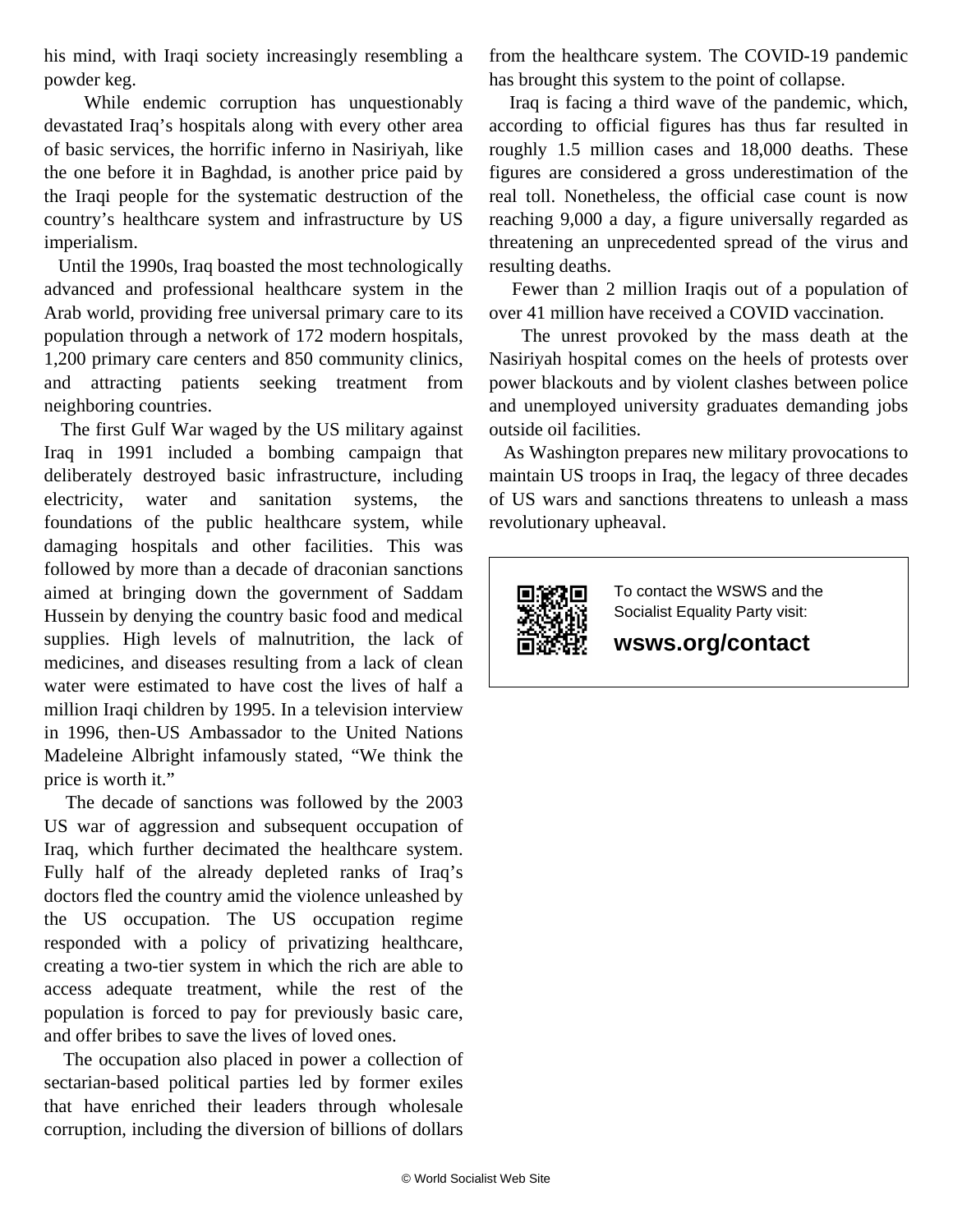his mind, with Iraqi society increasingly resembling a powder keg.

While endemic corruption has unquestionably devastated Iraq's hospitals along with every other area of basic services, the horrific inferno in Nasiriyah, like the one before it in Baghdad, is another price paid by the Iraqi people for the systematic destruction of the country's healthcare system and infrastructure by US imperialism.

Until the 1990s, Iraq boasted the most technologically advanced and professional healthcare system in the Arab world, providing free universal primary care to its population through a network of 172 modern hospitals, 1,200 primary care centers and 850 community clinics, and attracting patients seeking treatment from neighboring countries.

The first Gulf War waged by the US military against Iraq in 1991 included a bombing campaign that deliberately destroyed basic infrastructure, including electricity, water and sanitation systems, the foundations of the public healthcare system, while damaging hospitals and other facilities. This was followed by more than a decade of draconian sanctions aimed at bringing down the government of Saddam Hussein by denying the country basic food and medical supplies. High levels of malnutrition, the lack of medicines, and diseases resulting from a lack of clean water were estimated to have cost the lives of half a million Iraqi children by 1995. In a television interview in 1996, then-US Ambassador to the United Nations Madeleine Albright infamously stated, "We think the price is worth it."

The decade of sanctions was followed by the 2003 US war of aggression and subsequent occupation of Iraq, which further decimated the healthcare system. Fully half of the already depleted ranks of Iraq's doctors fled the country amid the violence unleashed by the US occupation. The US occupation regime responded with a policy of privatizing healthcare, creating a two-tier system in which the rich are able to access adequate treatment, while the rest of the population is forced to pay for previously basic care, and offer bribes to save the lives of loved ones.

The occupation also placed in power a collection of sectarian-based political parties led by former exiles that have enriched their leaders through wholesale corruption, including the diversion of billions of dollars from the healthcare system. The COVID-19 pandemic has brought this system to the point of collapse.

Iraq is facing a third wave of the pandemic, which, according to official figures has thus far resulted in roughly 1.5 million cases and 18,000 deaths. These figures are considered a gross underestimation of the real toll. Nonetheless, the official case count is now reaching 9,000 a day, a figure universally regarded as threatening an unprecedented spread of the virus and resulting deaths.

Fewer than 2 million Iraqis out of a population of over 41 million have received a COVID vaccination.

The unrest provoked by the mass death at the Nasiriyah hospital comes on the heels of protests over power blackouts and by violent clashes between police and unemployed university graduates demanding jobs outside oil facilities.

As Washington prepares new military provocations to maintain US troops in Iraq, the legacy of three decades of US wars and sanctions threatens to unleash a mass revolutionary upheaval.

To contact the WSWS and the Socialist Equality Party visit:

**wsws.org/contact**